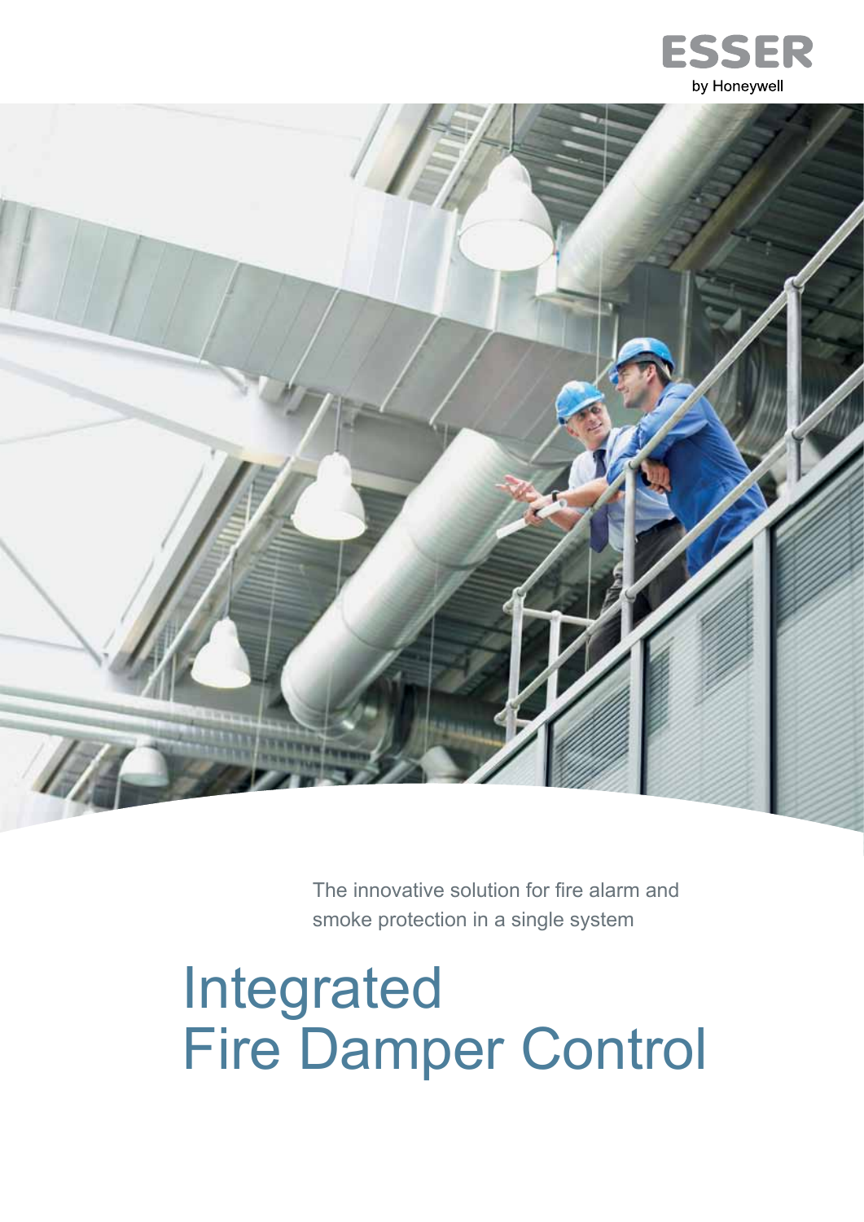ESSER

by Honeywell

The innovative solution for fire alarm and smoke protection in a single system

# Integrated Fire Damper Control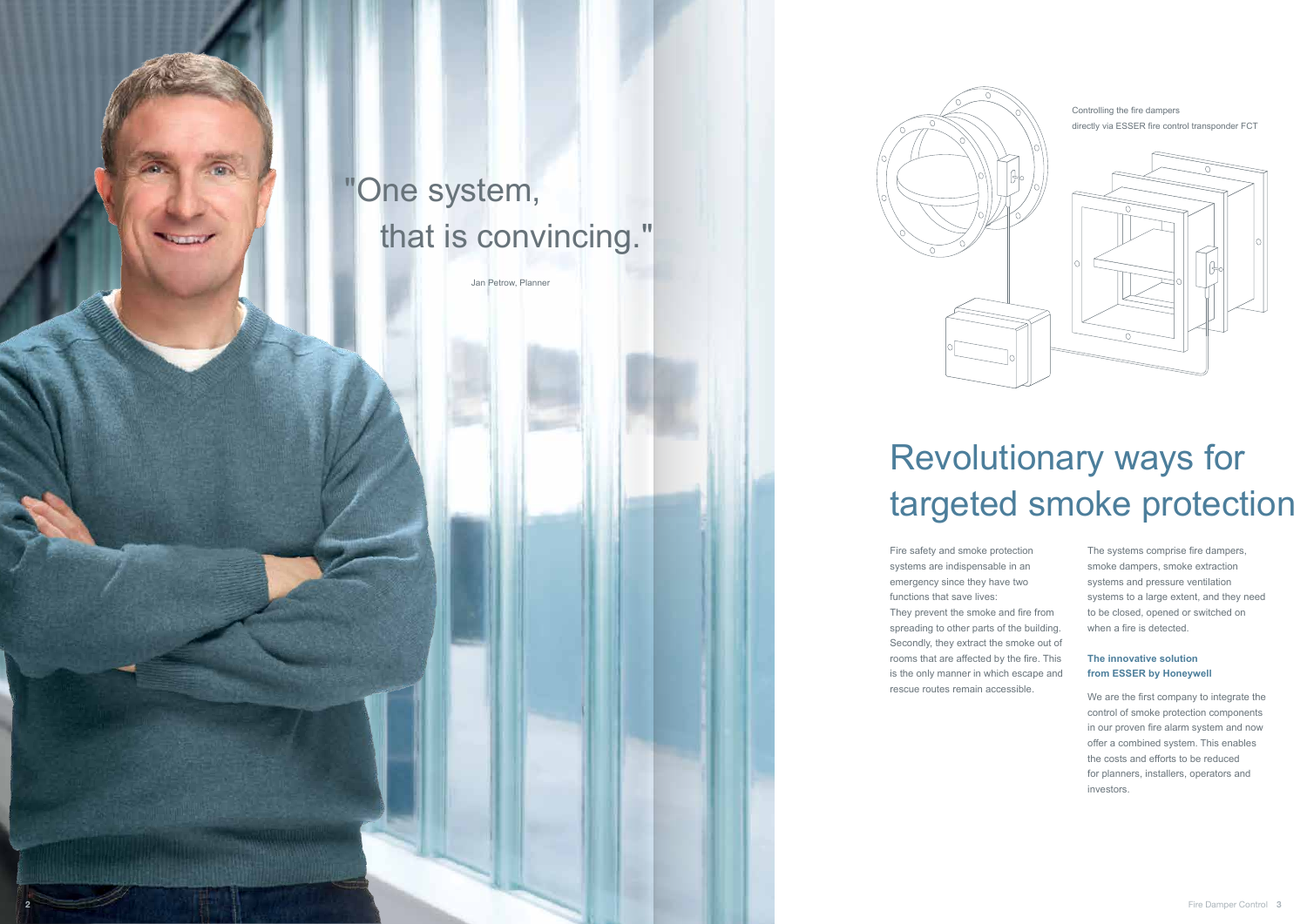"One system, that is convincing."

Jan Petrow, Planner

Controlling the fire dampers directly via ESSER fire control transponder FCT

# Revolutionary ways for targeted smoke protection

Fire safety and smoke protection systems are indispensable in an emergency since they have two functions that save lives:
They prevent the smoke and fire from spreading to other parts of the building. Secondly, they extract the smoke out of rooms that are affected by the fire. This is the only manner in which escape and rescue routes remain accessible.

The systems comprise fire dampers, smoke dampers, smoke extraction systems and pressure ventilation systems to a large extent, and they need to be closed, opened or switched on when a fire is detected.

**The innovative solution from ESSER by Honeywell**

We are the first company to integrate the control of smoke protection components in our proven fire alarm system and now offer a combined system. This enables the costs and efforts to be reduced for planners, installers, operators and investors.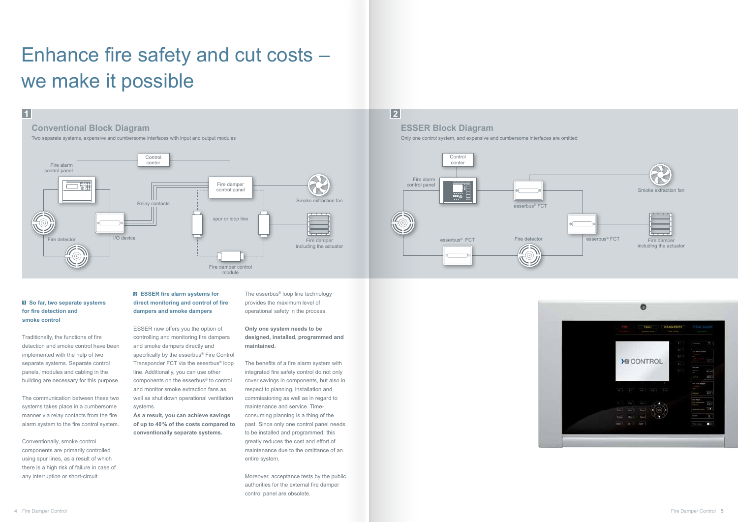# Enhance fire safety and cut costs – we make it possible

## 1 Conventional Block Diagram

Two separate systems, expensive and cumbersome interfaces with input and output modules

Control center

Fire alarm control panel

Fire damper control panel

Smoke extraction fan

Relay contacts

spur or loop line

Fire detector

I/O device

Fire damper including the actuator

Fire damper control module

## 2 ESSER Block Diagram

Only one control system, and expensive and cumbersome interfaces are omitted

Control center

Fire alarm control panel

esserbus® FCT

Smoke extraction fan

esserbus® FCT

Fire detector

esserbus® FCT

Fire damper including the actuator

### 1 So far, two separate systems for fire detection and smoke control

Traditionally, the functions of fire detection and smoke control have been implemented with the help of two separate systems. Separate control panels, modules and cabling in the building are necessary for this purpose.

The communication between these two systems takes place in a cumbersome manner via relay contacts from the fire alarm system to the fire control system.

Conventionally, smoke control components are primarily controlled using spur lines, as a result of which there is a high risk of failure in case of any interruption or short-circuit.

### 2 ESSER fire alarm systems for direct monitoring and control of fire dampers and smoke dampers

ESSER now offers you the option of controlling and monitoring fire dampers and smoke dampers directly and specifically by the esserbus® Fire Control Transponder FCT via the esserbus® loop line. Additionally, you can use other components on the esserbus® to control and monitor smoke extraction fans as well as shut down operational ventilation systems.

**As a result, you can achieve savings of up to 40 % of the costs compared to conventionally separate systems.**

The esserbus® loop line technology provides the maximum level of operational safety in the process.

**Only one system needs to be designed, installed, programmed and maintained.**

The benefits of a fire alarm system with integrated fire safety control do not only cover savings in components, but also in respect to planning, installation and commissioning as well as in regard to maintenance and service. Time-consuming planning is a thing of the past. Since only one control panel needs to be installed and programmed; this greatly reduces the cost and effort of maintenance due to the omittance of an entire system.

Moreover, acceptance tests by the public authorities for the external fire damper control panel are obsolete.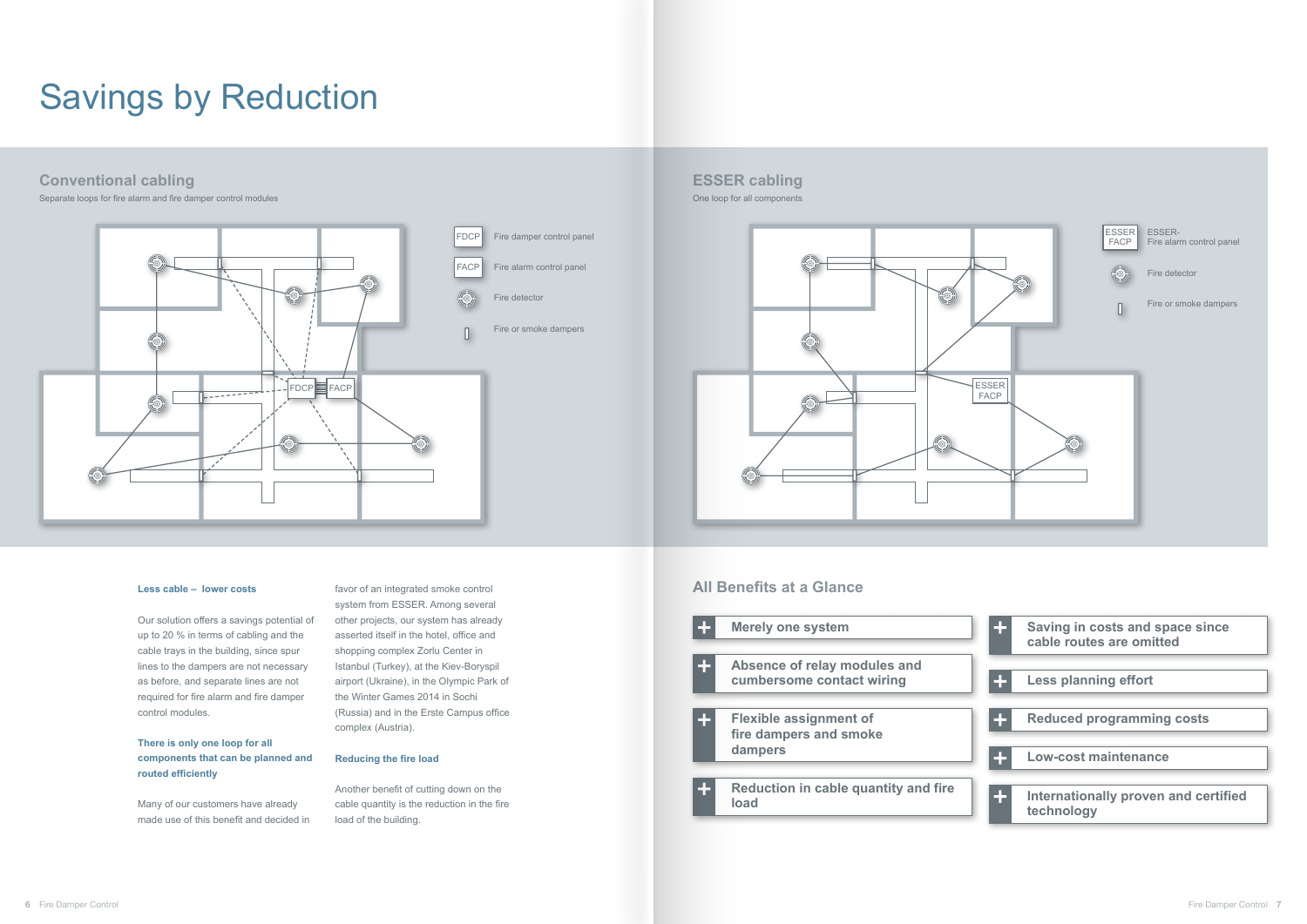# Savings by Reduction

## Conventional cabling

Separate loops for fire alarm and fire damper control modules

FDCP Fire damper control panel

FACP Fire alarm control panel

Fire detector

Fire or smoke dampers

## ESSER cabling

One loop for all components

ESSER-FACP ESSER-Fire alarm control panel

Fire detector

Fire or smoke dampers

**Less cable – lower costs**

Our solution offers a savings potential of up to 20 % in terms of cabling and the cable trays in the building, since spur lines to the dampers are not necessary as before, and separate lines are not required for fire alarm and fire damper control modules.

**There is only one loop for all components that can be planned and routed efficiently**

Many of our customers have already made use of this benefit and decided in favor of an integrated smoke control system from ESSER. Among several other projects, our system has already asserted itself in the hotel, office and shopping complex Zorlu Center in Istanbul (Turkey), at the Kiev-Boryspil airport (Ukraine), in the Olympic Park of the Winter Games 2014 in Sochi (Russia) and in the Erste Campus office complex (Austria).

**Reducing the fire load**

Another benefit of cutting down on the cable quantity is the reduction in the fire load of the building.

## All Benefits at a Glance

- Merely one system
- Absence of relay modules and cumbersome contact wiring
- Flexible assignment of fire dampers and smoke dampers
- Reduction in cable quantity and fire load
- Saving in costs and space since cable routes are omitted
- Less planning effort
- Reduced programming costs
- Low-cost maintenance
- Internationally proven and certified technology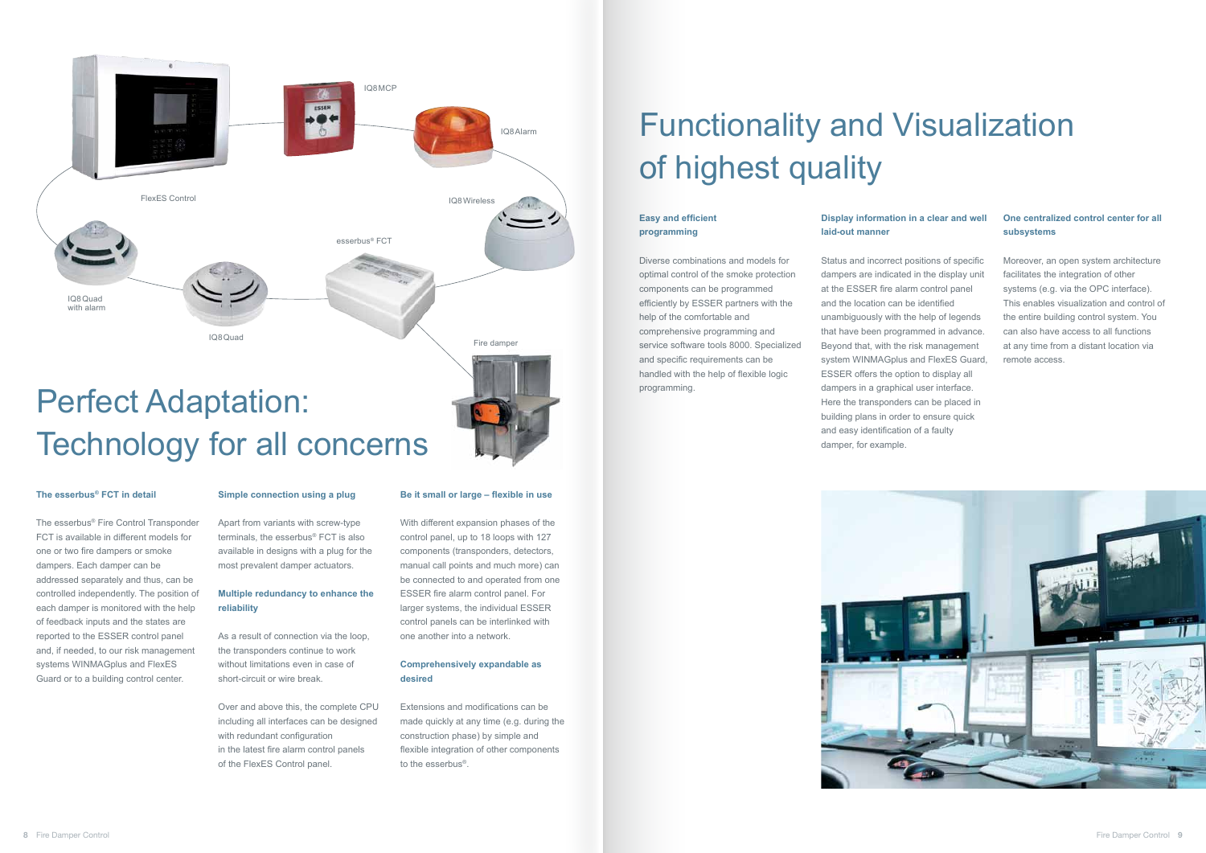FlexES Control

IQ8MCP

IQ8Alarm

IQ8Wireless

esserbus® FCT

IQ8Quad with alarm

IQ8Quad

Fire damper

# Perfect Adaptation: Technology for all concerns

### The esserbus® FCT in detail

The esserbus® Fire Control Transponder FCT is available in different models for one or two fire dampers or smoke dampers. Each damper can be addressed separately and thus, can be controlled independently. The position of each damper is monitored with the help of feedback inputs and the states are reported to the ESSER control panel and, if needed, to our risk management systems WINMAGplus and FlexES Guard or to a building control center.

### Simple connection using a plug

Apart from variants with screw-type terminals, the esserbus® FCT is also available in designs with a plug for the most prevalent damper actuators.

### Multiple redundancy to enhance the reliability

As a result of connection via the loop, the transponders continue to work without limitations even in case of short-circuit or wire break.

Over and above this, the complete CPU including all interfaces can be designed with redundant configuration in the latest fire alarm control panels of the FlexES Control panel.

### Be it small or large – flexible in use

With different expansion phases of the control panel, up to 18 loops with 127 components (transponders, detectors, manual call points and much more) can be connected to and operated from one ESSER fire alarm control panel. For larger systems, the individual ESSER control panels can be interlinked with one another into a network.

### Comprehensively expandable as desired

Extensions and modifications can be made quickly at any time (e.g. during the construction phase) by simple and flexible integration of other components to the esserbus®.

# Functionality and Visualization of highest quality

### Easy and efficient programming

Diverse combinations and models for optimal control of the smoke protection components can be programmed efficiently by ESSER partners with the help of the comfortable and comprehensive programming and service software tools 8000. Specialized and specific requirements can be handled with the help of flexible logic programming.

### Display information in a clear and well laid-out manner

Status and incorrect positions of specific dampers are indicated in the display unit at the ESSER fire alarm control panel and the location can be identified unambiguously with the help of legends that have been programmed in advance. Beyond that, with the risk management system WINMAGplus and FlexES Guard, ESSER offers the option to display all dampers in a graphical user interface. Here the transponders can be placed in building plans in order to ensure quick and easy identification of a faulty damper, for example.

### One centralized control center for all subsystems

Moreover, an open system architecture facilitates the integration of other systems (e.g. via the OPC interface). This enables visualization and control of the entire building control system. You can also have access to all functions at any time from a distant location via remote access.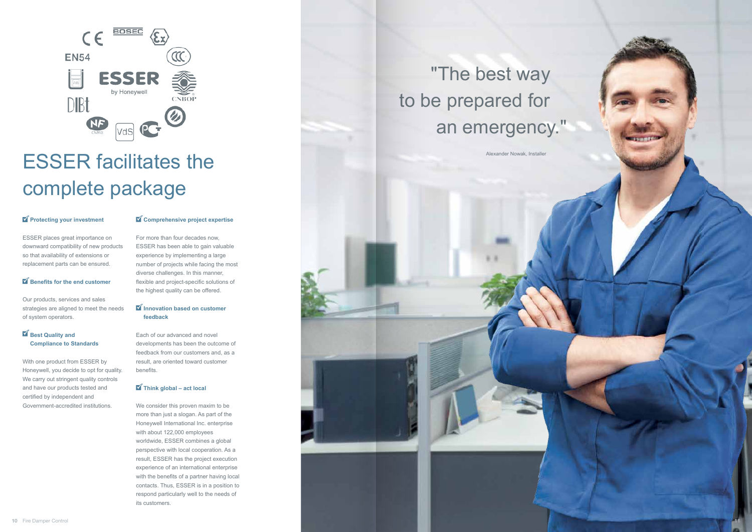# ESSER facilitates the complete package

### Protecting your investment

ESSER places great importance on downward compatibility of new products so that availability of extensions or replacement parts can be ensured.

### Benefits for the end customer

Our products, services and sales strategies are aligned to meet the needs of system operators.

### Best Quality and Compliance to Standards

With one product from ESSER by Honeywell, you decide to opt for quality. We carry out stringent quality controls and have our products tested and certified by independent and Government-accredited institutions.

### Comprehensive project expertise

For more than four decades now, ESSER has been able to gain valuable experience by implementing a large number of projects while facing the most diverse challenges. In this manner, flexible and project-specific solutions of the highest quality can be offered.

### Innovation based on customer feedback

Each of our advanced and novel developments has been the outcome of feedback from our customers and, as a result, are oriented toward customer benefits.

### Think global – act local

We consider this proven maxim to be more than just a slogan. As part of the Honeywell International Inc. enterprise with about 122,000 employees worldwide, ESSER combines a global perspective with local cooperation. As a result, ESSER has the project execution experience of an international enterprise with the benefits of a partner having local contacts. Thus, ESSER is in a position to respond particularly well to the needs of its customers.

"The best way to be prepared for an emergency."

Alexander Nowak, Installer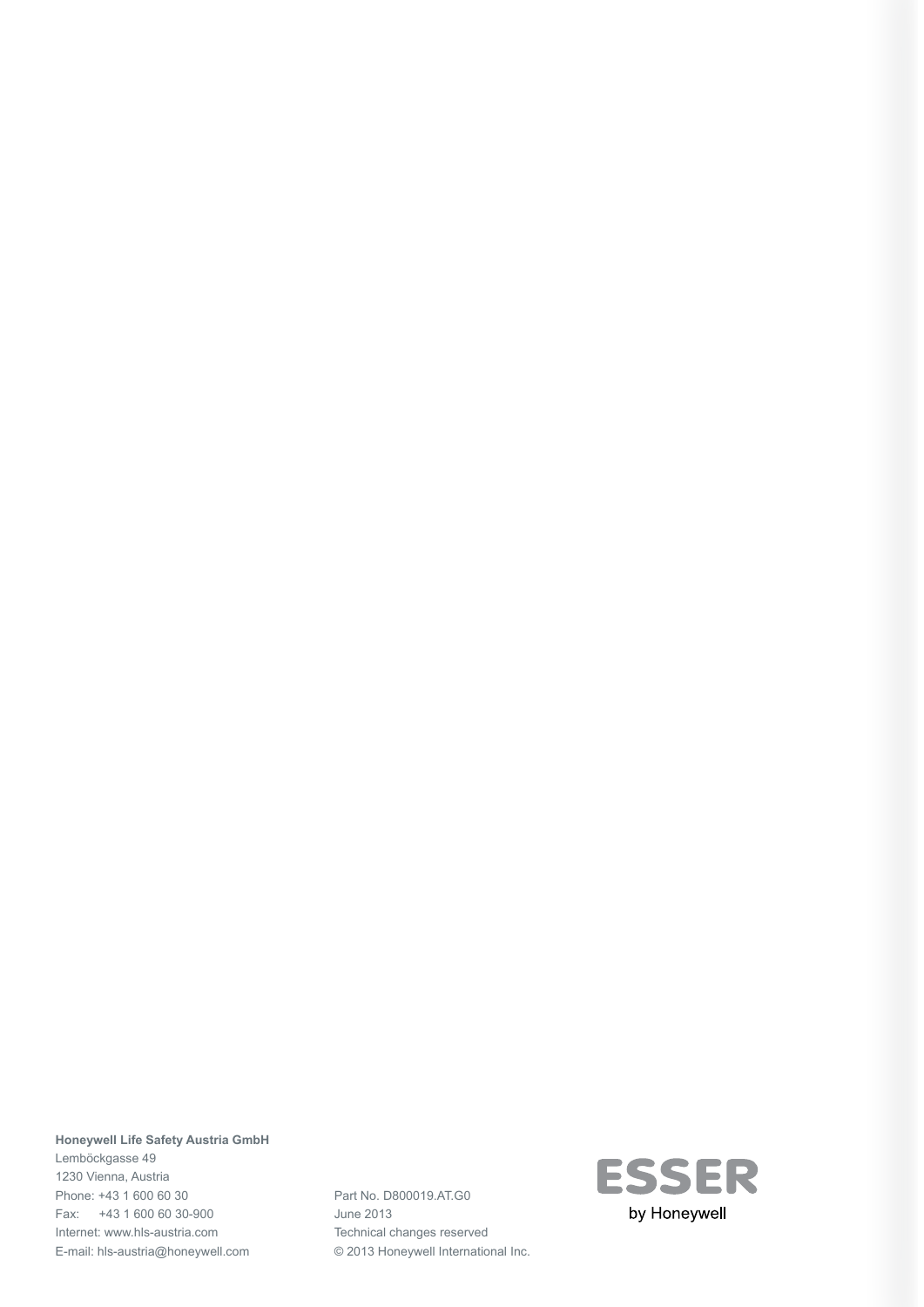**Honeywell Life Safety Austria GmbH**
Lemböckgasse 49
1230 Vienna, Austria
Phone: +43 1 600 60 30
Fax: +43 1 600 60 30-900
Internet: www.hls-austria.com
E-mail: hls-austria@honeywell.com

Part No. D800019.AT.G0
June 2013
Technical changes reserved
© 2013 Honeywell International Inc.

ESSER
by Honeywell